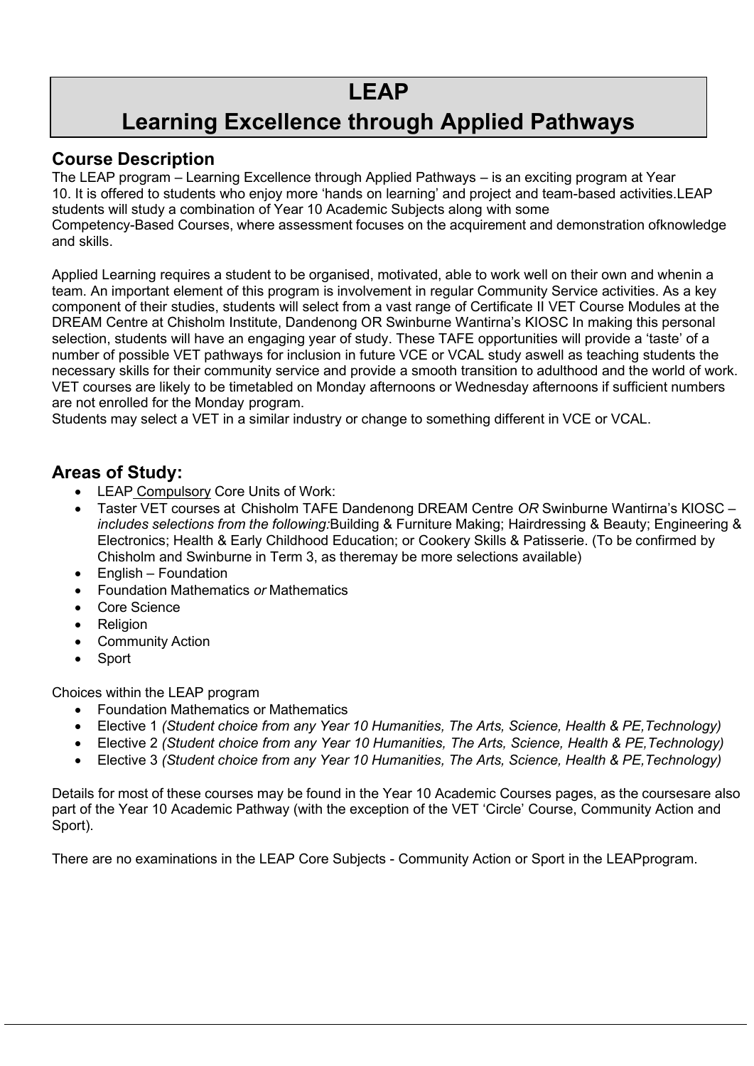# LEAP
# Learning Excellence through Applied Pathways

## Course Description

The LEAP program – Learning Excellence through Applied Pathways – is an exciting program at Year 10. It is offered to students who enjoy more 'hands on learning' and project and team-based activities.LEAP students will study a combination of Year 10 Academic Subjects along with some Competency-Based Courses, where assessment focuses on the acquirement and demonstration ofknowledge and skills.

Applied Learning requires a student to be organised, motivated, able to work well on their own and whenin a team. An important element of this program is involvement in regular Community Service activities. As a key component of their studies, students will select from a vast range of Certificate II VET Course Modules at the DREAM Centre at Chisholm Institute, Dandenong OR Swinburne Wantirna's KIOSC In making this personal selection, students will have an engaging year of study. These TAFE opportunities will provide a 'taste' of a number of possible VET pathways for inclusion in future VCE or VCAL study aswell as teaching students the necessary skills for their community service and provide a smooth transition to adulthood and the world of work. VET courses are likely to be timetabled on Monday afternoons or Wednesday afternoons if sufficient numbers are not enrolled for the Monday program.
Students may select a VET in a similar industry or change to something different in VCE or VCAL.

## Areas of Study:

- LEAP Compulsory Core Units of Work:
- Taster VET courses at Chisholm TAFE Dandenong DREAM Centre *OR* Swinburne Wantirna's KIOSC – *includes selections from the following:*Building & Furniture Making; Hairdressing & Beauty; Engineering & Electronics; Health & Early Childhood Education; or Cookery Skills & Patisserie. (To be confirmed by Chisholm and Swinburne in Term 3, as theremay be more selections available)
- English – Foundation
- Foundation Mathematics *or* Mathematics
- Core Science
- Religion
- Community Action
- Sport

Choices within the LEAP program

- Foundation Mathematics or Mathematics
- Elective 1 *(Student choice from any Year 10 Humanities, The Arts, Science, Health & PE,Technology)*
- Elective 2 *(Student choice from any Year 10 Humanities, The Arts, Science, Health & PE,Technology)*
- Elective 3 *(Student choice from any Year 10 Humanities, The Arts, Science, Health & PE,Technology)*

Details for most of these courses may be found in the Year 10 Academic Courses pages, as the coursesare also part of the Year 10 Academic Pathway (with the exception of the VET 'Circle' Course, Community Action and Sport).

There are no examinations in the LEAP Core Subjects - Community Action or Sport in the LEAPprogram.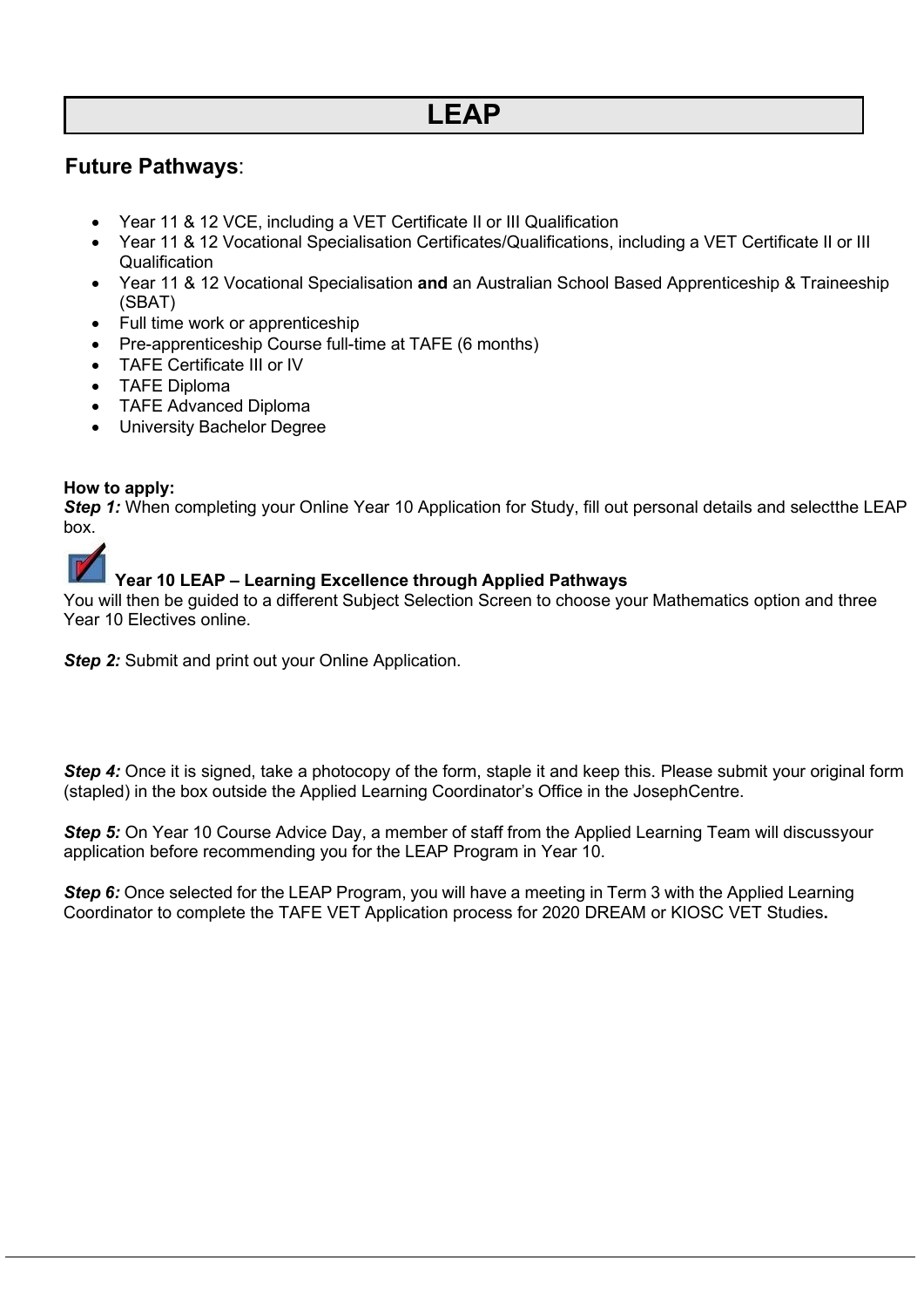# LEAP

## Future Pathways:

- Year 11 & 12 VCE, including a VET Certificate II or III Qualification
- Year 11 & 12 Vocational Specialisation Certificates/Qualifications, including a VET Certificate II or III Qualification
- Year 11 & 12 Vocational Specialisation **and** an Australian School Based Apprenticeship & Traineeship (SBAT)
- Full time work or apprenticeship
- Pre-apprenticeship Course full-time at TAFE (6 months)
- TAFE Certificate III or IV
- TAFE Diploma
- TAFE Advanced Diploma
- University Bachelor Degree

**How to apply:**

***Step 1:*** When completing your Online Year 10 Application for Study, fill out personal details and selectthe LEAP box.

**Year 10 LEAP – Learning Excellence through Applied Pathways**

You will then be guided to a different Subject Selection Screen to choose your Mathematics option and three Year 10 Electives online.

***Step 2:*** Submit and print out your Online Application.

***Step 4:*** Once it is signed, take a photocopy of the form, staple it and keep this. Please submit your original form (stapled) in the box outside the Applied Learning Coordinator's Office in the JosephCentre.

***Step 5:*** On Year 10 Course Advice Day, a member of staff from the Applied Learning Team will discussyour application before recommending you for the LEAP Program in Year 10.

***Step 6:*** Once selected for the LEAP Program, you will have a meeting in Term 3 with the Applied Learning Coordinator to complete the TAFE VET Application process for 2020 DREAM or KIOSC VET Studies**.**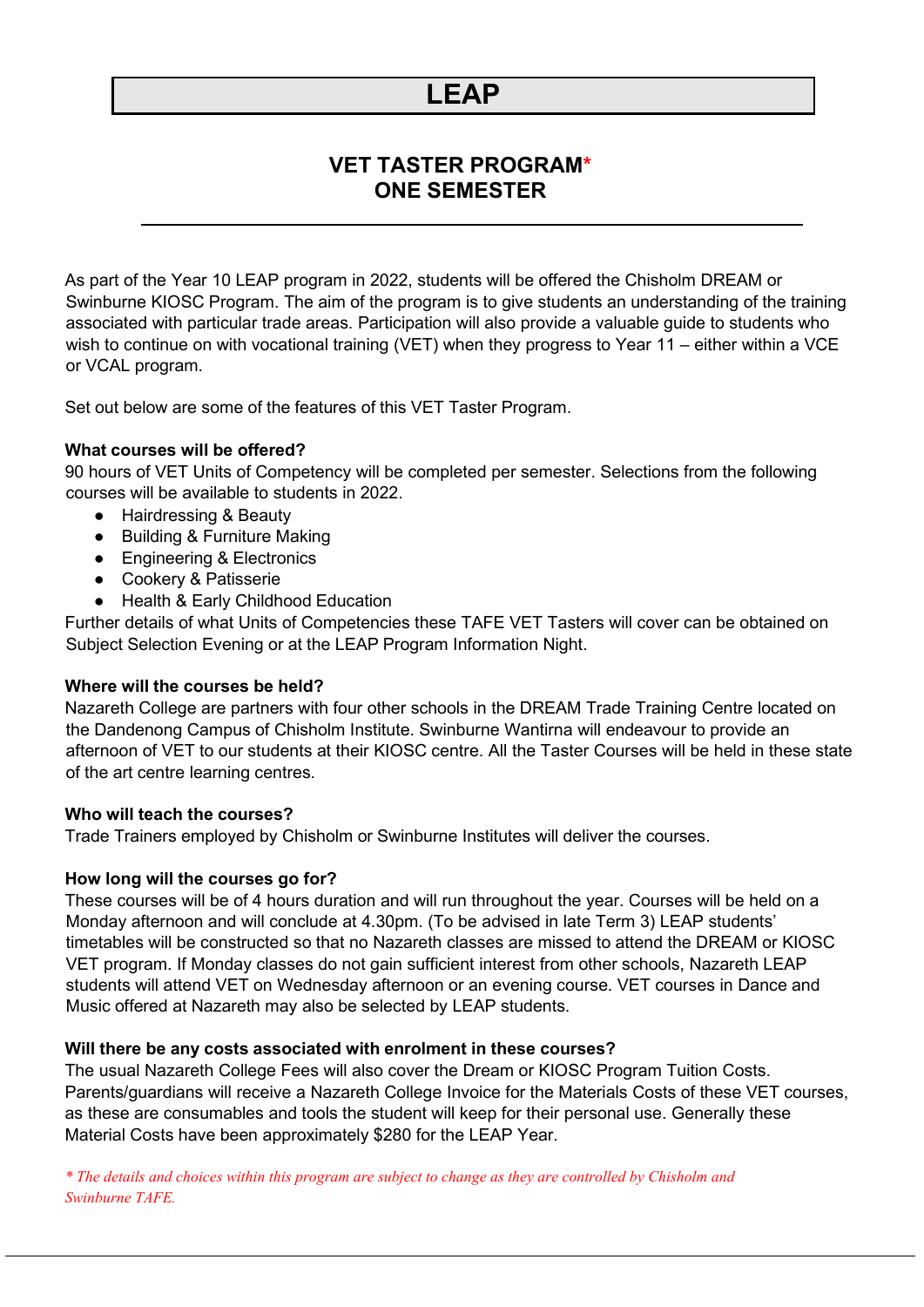# LEAP

## VET TASTER PROGRAM*
## ONE SEMESTER

As part of the Year 10 LEAP program in 2022, students will be offered the Chisholm DREAM or Swinburne KIOSC Program. The aim of the program is to give students an understanding of the training associated with particular trade areas. Participation will also provide a valuable guide to students who wish to continue on with vocational training (VET) when they progress to Year 11 – either within a VCE or VCAL program.

Set out below are some of the features of this VET Taster Program.

**What courses will be offered?**
90 hours of VET Units of Competency will be completed per semester. Selections from the following courses will be available to students in 2022.

- Hairdressing & Beauty
- Building & Furniture Making
- Engineering & Electronics
- Cookery & Patisserie
- Health & Early Childhood Education

Further details of what Units of Competencies these TAFE VET Tasters will cover can be obtained on Subject Selection Evening or at the LEAP Program Information Night.

**Where will the courses be held?**
Nazareth College are partners with four other schools in the DREAM Trade Training Centre located on the Dandenong Campus of Chisholm Institute. Swinburne Wantirna will endeavour to provide an afternoon of VET to our students at their KIOSC centre. All the Taster Courses will be held in these state of the art centre learning centres.

**Who will teach the courses?**
Trade Trainers employed by Chisholm or Swinburne Institutes will deliver the courses.

**How long will the courses go for?**
These courses will be of 4 hours duration and will run throughout the year. Courses will be held on a Monday afternoon and will conclude at 4.30pm. (To be advised in late Term 3) LEAP students' timetables will be constructed so that no Nazareth classes are missed to attend the DREAM or KIOSC VET program. If Monday classes do not gain sufficient interest from other schools, Nazareth LEAP students will attend VET on Wednesday afternoon or an evening course. VET courses in Dance and Music offered at Nazareth may also be selected by LEAP students.

**Will there be any costs associated with enrolment in these courses?**
The usual Nazareth College Fees will also cover the Dream or KIOSC Program Tuition Costs. Parents/guardians will receive a Nazareth College Invoice for the Materials Costs of these VET courses, as these are consumables and tools the student will keep for their personal use. Generally these Material Costs have been approximately $280 for the LEAP Year.

*\* The details and choices within this program are subject to change as they are controlled by Chisholm and Swinburne TAFE.*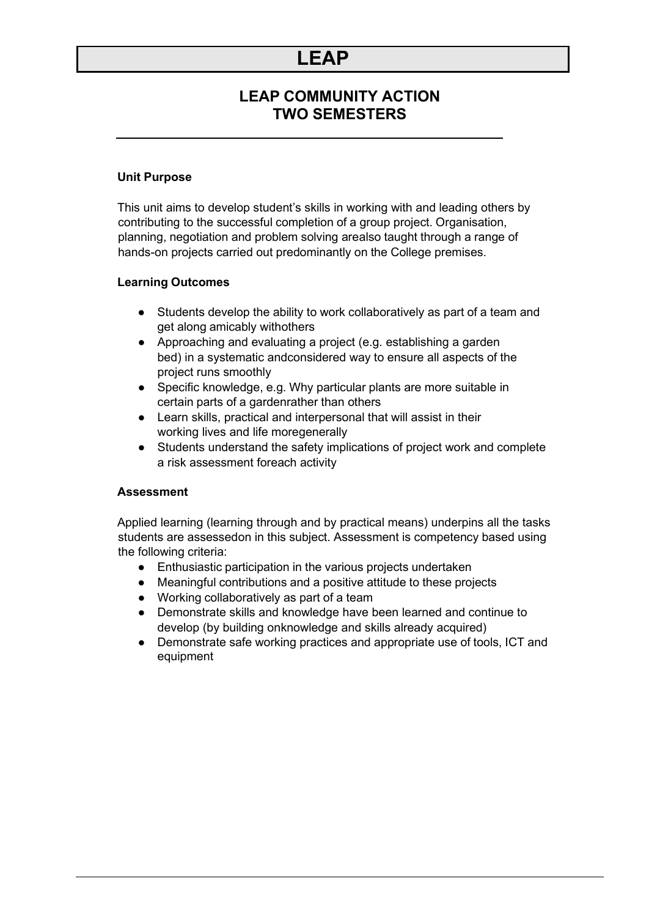# LEAP

## LEAP COMMUNITY ACTION
## TWO SEMESTERS

### Unit Purpose

This unit aims to develop student's skills in working with and leading others by contributing to the successful completion of a group project. Organisation, planning, negotiation and problem solving arealso taught through a range of hands-on projects carried out predominantly on the College premises.

### Learning Outcomes

- Students develop the ability to work collaboratively as part of a team and get along amicably withothers
- Approaching and evaluating a project (e.g. establishing a garden bed) in a systematic andconsidered way to ensure all aspects of the project runs smoothly
- Specific knowledge, e.g. Why particular plants are more suitable in certain parts of a gardenrather than others
- Learn skills, practical and interpersonal that will assist in their working lives and life moregenerally
- Students understand the safety implications of project work and complete a risk assessment foreach activity

### Assessment

Applied learning (learning through and by practical means) underpins all the tasks students are assessedon in this subject. Assessment is competency based using the following criteria:

- Enthusiastic participation in the various projects undertaken
- Meaningful contributions and a positive attitude to these projects
- Working collaboratively as part of a team
- Demonstrate skills and knowledge have been learned and continue to develop (by building onknowledge and skills already acquired)
- Demonstrate safe working practices and appropriate use of tools, ICT and equipment